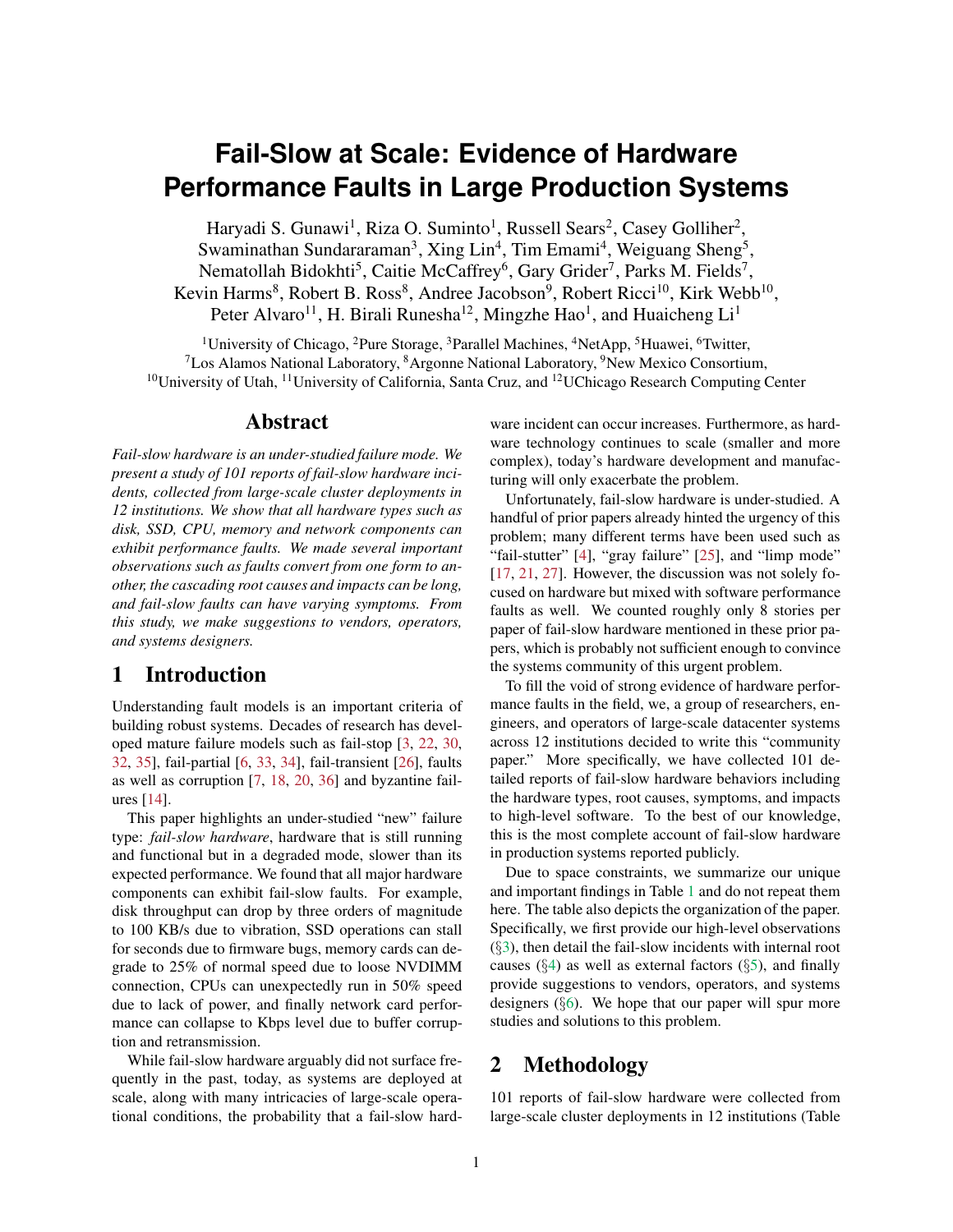# Fail-Slow at Scale: Evidence of Hardware Performance Faults in Large Production Systems

Haryadi S. Gunawi[1], Riza O. Suminto[1], Russell Sears[2], Casey Golliher[2], Swaminathan Sundararaman[3], Xing Lin[4], Tim Emami[4], Weiguang Sheng[5], Nematollah Bidokhti[5], Caitie McCaffrey[6], Gary Grider[7], Parks M. Fields[7], Kevin Harms[8], Robert B. Ross[8], Andree Jacobson[9], Robert Ricci[10], Kirk Webb[10], Peter Alvaro[11], H. Birali Runesha[12], Mingzhe Hao[1], and Huaicheng Li[1]

[1]University of Chicago, [2]Pure Storage, [3]Parallel Machines, [4]NetApp, [5]Huawei, [6]Twitter, [7]Los Alamos National Laboratory, [8]Argonne National Laboratory, [9]New Mexico Consortium, [10]University of Utah, [11]University of California, Santa Cruz, and [12]UChicago Research Computing Center

## Abstract

*Fail-slow hardware is an under-studied failure mode. We present a study of 101 reports of fail-slow hardware incidents, collected from large-scale cluster deployments in 12 institutions. We show that all hardware types such as disk, SSD, CPU, memory and network components can exhibit performance faults. We made several important observations such as faults convert from one form to another, the cascading root causes and impacts can be long, and fail-slow faults can have varying symptoms. From this study, we make suggestions to vendors, operators, and systems designers.*

## 1 Introduction

Understanding fault models is an important criteria of building robust systems. Decades of research has developed mature failure models such as fail-stop [3, 22, 30, 32, 35], fail-partial [6, 33, 34], fail-transient [26], faults as well as corruption [7, 18, 20, 36] and byzantine failures [14].

This paper highlights an under-studied "new" failure type: *fail-slow hardware*, hardware that is still running and functional but in a degraded mode, slower than its expected performance. We found that all major hardware components can exhibit fail-slow faults. For example, disk throughput can drop by three orders of magnitude to 100 KB/s due to vibration, SSD operations can stall for seconds due to firmware bugs, memory cards can degrade to 25% of normal speed due to loose NVDIMM connection, CPUs can unexpectedly run in 50% speed due to lack of power, and finally network card performance can collapse to Kbps level due to buffer corruption and retransmission.

While fail-slow hardware arguably did not surface frequently in the past, today, as systems are deployed at scale, along with many intricacies of large-scale operational conditions, the probability that a fail-slow hardware incident can occur increases. Furthermore, as hardware technology continues to scale (smaller and more complex), today's hardware development and manufacturing will only exacerbate the problem.

Unfortunately, fail-slow hardware is under-studied. A handful of prior papers already hinted the urgency of this problem; many different terms have been used such as "fail-stutter" [4], "gray failure" [25], and "limp mode" [17, 21, 27]. However, the discussion was not solely focused on hardware but mixed with software performance faults as well. We counted roughly only 8 stories per paper of fail-slow hardware mentioned in these prior papers, which is probably not sufficient enough to convince the systems community of this urgent problem.

To fill the void of strong evidence of hardware performance faults in the field, we, a group of researchers, engineers, and operators of large-scale datacenter systems across 12 institutions decided to write this "community paper." More specifically, we have collected 101 detailed reports of fail-slow hardware behaviors including the hardware types, root causes, symptoms, and impacts to high-level software. To the best of our knowledge, this is the most complete account of fail-slow hardware in production systems reported publicly.

Due to space constraints, we summarize our unique and important findings in Table 1 and do not repeat them here. The table also depicts the organization of the paper. Specifically, we first provide our high-level observations (§3), then detail the fail-slow incidents with internal root causes (§4) as well as external factors (§5), and finally provide suggestions to vendors, operators, and systems designers (§6). We hope that our paper will spur more studies and solutions to this problem.

## 2 Methodology

101 reports of fail-slow hardware were collected from large-scale cluster deployments in 12 institutions (Table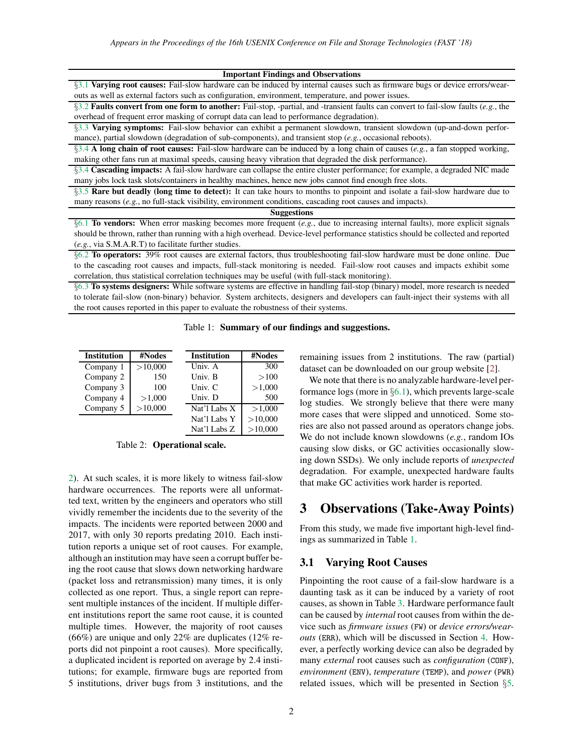| Important Findings and Observations |
|---|
| §3.1 **Varying root causes:** Fail-slow hardware can be induced by internal causes such as firmware bugs or device errors/wear-outs as well as external factors such as configuration, environment, temperature, and power issues. |
| §3.2 **Faults convert from one form to another:** Fail-stop, -partial, and -transient faults can convert to fail-slow faults (*e.g.*, the overhead of frequent error masking of corrupt data can lead to performance degradation). |
| §3.3 **Varying symptoms:** Fail-slow behavior can exhibit a permanent slowdown, transient slowdown (up-and-down performance), partial slowdown (degradation of sub-components), and transient stop (*e.g.*, occasional reboots). |
| §3.4 **A long chain of root causes:** Fail-slow hardware can be induced by a long chain of causes (*e.g.*, a fan stopped working, making other fans run at maximal speeds, causing heavy vibration that degraded the disk performance). |
| §3.4 **Cascading impacts:** A fail-slow hardware can collapse the entire cluster performance; for example, a degraded NIC made many jobs lock task slots/containers in healthy machines, hence new jobs cannot find enough free slots. |
| §3.5 **Rare but deadly (long time to detect):** It can take hours to months to pinpoint and isolate a fail-slow hardware due to many reasons (*e.g.*, no full-stack visibility, environment conditions, cascading root causes and impacts). |
| **Suggestions** |
| §6.1 **To vendors:** When error masking becomes more frequent (*e.g.*, due to increasing internal faults), more explicit signals should be thrown, rather than running with a high overhead. Device-level performance statistics should be collected and reported (*e.g.*, via S.M.A.R.T) to facilitate further studies. |
| §6.2 **To operators:** 39% root causes are external factors, thus troubleshooting fail-slow hardware must be done online. Due to the cascading root causes and impacts, full-stack monitoring is needed. Fail-slow root causes and impacts exhibit some correlation, thus statistical correlation techniques may be useful (with full-stack monitoring). |
| §6.3 **To systems designers:** While software systems are effective in handling fail-stop (binary) model, more research is needed to tolerate fail-slow (non-binary) behavior. System architects, designers and developers can fault-inject their systems with all the root causes reported in this paper to evaluate the robustness of their systems. |

Table 1: **Summary of our findings and suggestions.**

| Institution | #Nodes | Institution | #Nodes |
|---|---|---|---|
| Company 1 | >10,000 | Univ. A | 300 |
| Company 2 | 150 | Univ. B | >100 |
| Company 3 | 100 | Univ. C | >1,000 |
| Company 4 | >1,000 | Univ. D | 500 |
| Company 5 | >10,000 | Nat'l Labs X | >1,000 |
| | | Nat'l Labs Y | >10,000 |
| | | Nat'l Labs Z | >10,000 |

Table 2: **Operational scale.**

2). At such scales, it is more likely to witness fail-slow hardware occurrences. The reports were all unformatted text, written by the engineers and operators who still vividly remember the incidents due to the severity of the impacts. The incidents were reported between 2000 and 2017, with only 30 reports predating 2010. Each institution reports a unique set of root causes. For example, although an institution may have seen a corrupt buffer being the root cause that slows down networking hardware (packet loss and retransmission) many times, it is only collected as one report. Thus, a single report can represent multiple instances of the incident. If multiple different institutions report the same root cause, it is counted multiple times. However, the majority of root causes (66%) are unique and only 22% are duplicates (12% reports did not pinpoint a root cause). More specifically, a duplicated incident is reported on average by 2.4 institutions; for example, firmware bugs are reported from 5 institutions, driver bugs from 3 institutions, and the remaining issues from 2 institutions. The raw (partial) dataset can be downloaded on our group website [2].

We note that there is no analyzable hardware-level performance logs (more in §6.1), which prevents large-scale log studies. We strongly believe that there were many more cases that were slipped and unnoticed. Some stories are also not passed around as operators change jobs. We do not include known slowdowns (*e.g.*, random IOs causing slow disks, or GC activities occasionally slowing down SSDs). We only include reports of *unexpected* degradation. For example, unexpected hardware faults that make GC activities work harder is reported.

# 3 Observations (Take-Away Points)

From this study, we made five important high-level findings as summarized in Table 1.

## 3.1 Varying Root Causes

Pinpointing the root cause of a fail-slow hardware is a daunting task as it can be induced by a variety of root causes, as shown in Table 3. Hardware performance fault can be caused by *internal* root causes from within the device such as *firmware issues* (FW) or *device errors/wear-outs* (ERR), which will be discussed in Section 4. However, a perfectly working device can also be degraded by many *external* root causes such as *configuration* (CONF), *environment* (ENV), *temperature* (TEMP), and *power* (PWR) related issues, which will be presented in Section §5.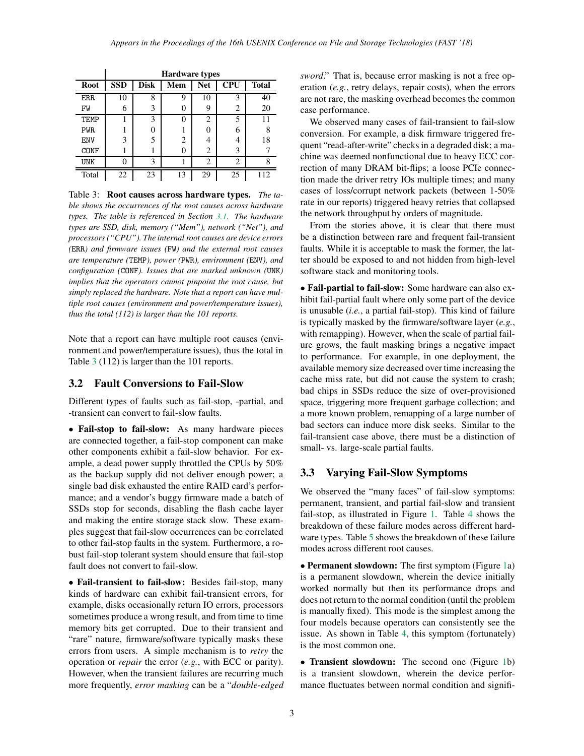| | Hardware types | | | | | |
|---|---|---|---|---|---|---|
| **Root** | **SSD** | **Disk** | **Mem** | **Net** | **CPU** | **Total** |
| ERR | 10 | 8 | 9 | 10 | 3 | 40 |
| FW | 6 | 3 | 0 | 9 | 2 | 20 |
| TEMP | 1 | 3 | 0 | 2 | 5 | 11 |
| PWR | 1 | 0 | 1 | 0 | 6 | 8 |
| ENV | 3 | 5 | 2 | 4 | 4 | 18 |
| CONF | 1 | 1 | 0 | 2 | 3 | 7 |
| UNK | 0 | 3 | 1 | 2 | 2 | 8 |
| Total | 22 | 23 | 13 | 29 | 25 | 112 |

Table 3: **Root causes across hardware types.** *The table shows the occurrences of the root causes across hardware types. The table is referenced in Section 3.1. The hardware types are SSD, disk, memory ("Mem"), network ("Net"), and processors ("CPU"). The internal root causes are device errors (*ERR*) and firmware issues (*FW*) and the external root causes are temperature (*TEMP*), power (*PWR*), environment (*ENV*), and configuration (*CONF*). Issues that are marked unknown (*UNK*) implies that the operators cannot pinpoint the root cause, but simply replaced the hardware. Note that a report can have multiple root causes (environment and power/temperature issues), thus the total (112) is larger than the 101 reports.*

Note that a report can have multiple root causes (environment and power/temperature issues), thus the total in Table 3 (112) is larger than the 101 reports.

## 3.2 Fault Conversions to Fail-Slow

Different types of faults such as fail-stop, -partial, and -transient can convert to fail-slow faults.

• **Fail-stop to fail-slow:** As many hardware pieces are connected together, a fail-stop component can make other components exhibit a fail-slow behavior. For example, a dead power supply throttled the CPUs by 50% as the backup supply did not deliver enough power; a single bad disk exhausted the entire RAID card's performance; and a vendor's buggy firmware made a batch of SSDs stop for seconds, disabling the flash cache layer and making the entire storage stack slow. These examples suggest that fail-slow occurrences can be correlated to other fail-stop faults in the system. Furthermore, a robust fail-stop tolerant system should ensure that fail-stop fault does not convert to fail-slow.

• **Fail-transient to fail-slow:** Besides fail-stop, many kinds of hardware can exhibit fail-transient errors, for example, disks occasionally return IO errors, processors sometimes produce a wrong result, and from time to time memory bits get corrupted. Due to their transient and "rare" nature, firmware/software typically masks these errors from users. A simple mechanism is to *retry* the operation or *repair* the error (*e.g.*, with ECC or parity). However, when the transient failures are recurring much more frequently, *error masking* can be a "*double-edged sword*." That is, because error masking is not a free operation (*e.g.*, retry delays, repair costs), when the errors are not rare, the masking overhead becomes the common case performance.

We observed many cases of fail-transient to fail-slow conversion. For example, a disk firmware triggered frequent "read-after-write" checks in a degraded disk; a machine was deemed nonfunctional due to heavy ECC correction of many DRAM bit-flips; a loose PCIe connection made the driver retry IOs multiple times; and many cases of loss/corrupt network packets (between 1-50% rate in our reports) triggered heavy retries that collapsed the network throughput by orders of magnitude.

From the stories above, it is clear that there must be a distinction between rare and frequent fail-transient faults. While it is acceptable to mask the former, the latter should be exposed to and not hidden from high-level software stack and monitoring tools.

• **Fail-partial to fail-slow:** Some hardware can also exhibit fail-partial fault where only some part of the device is unusable (*i.e.*, a partial fail-stop). This kind of failure is typically masked by the firmware/software layer (*e.g.*, with remapping). However, when the scale of partial failure grows, the fault masking brings a negative impact to performance. For example, in one deployment, the available memory size decreased over time increasing the cache miss rate, but did not cause the system to crash; bad chips in SSDs reduce the size of over-provisioned space, triggering more frequent garbage collection; and a more known problem, remapping of a large number of bad sectors can induce more disk seeks. Similar to the fail-transient case above, there must be a distinction of small- vs. large-scale partial faults.

## 3.3 Varying Fail-Slow Symptoms

We observed the "many faces" of fail-slow symptoms: permanent, transient, and partial fail-slow and transient fail-stop, as illustrated in Figure 1. Table 4 shows the breakdown of these failure modes across different hardware types. Table 5 shows the breakdown of these failure modes across different root causes.

• **Permanent slowdown:** The first symptom (Figure 1a) is a permanent slowdown, wherein the device initially worked normally but then its performance drops and does not return to the normal condition (until the problem is manually fixed). This mode is the simplest among the four models because operators can consistently see the issue. As shown in Table 4, this symptom (fortunately) is the most common one.

• **Transient slowdown:** The second one (Figure 1b) is a transient slowdown, wherein the device performance fluctuates between normal condition and signifi-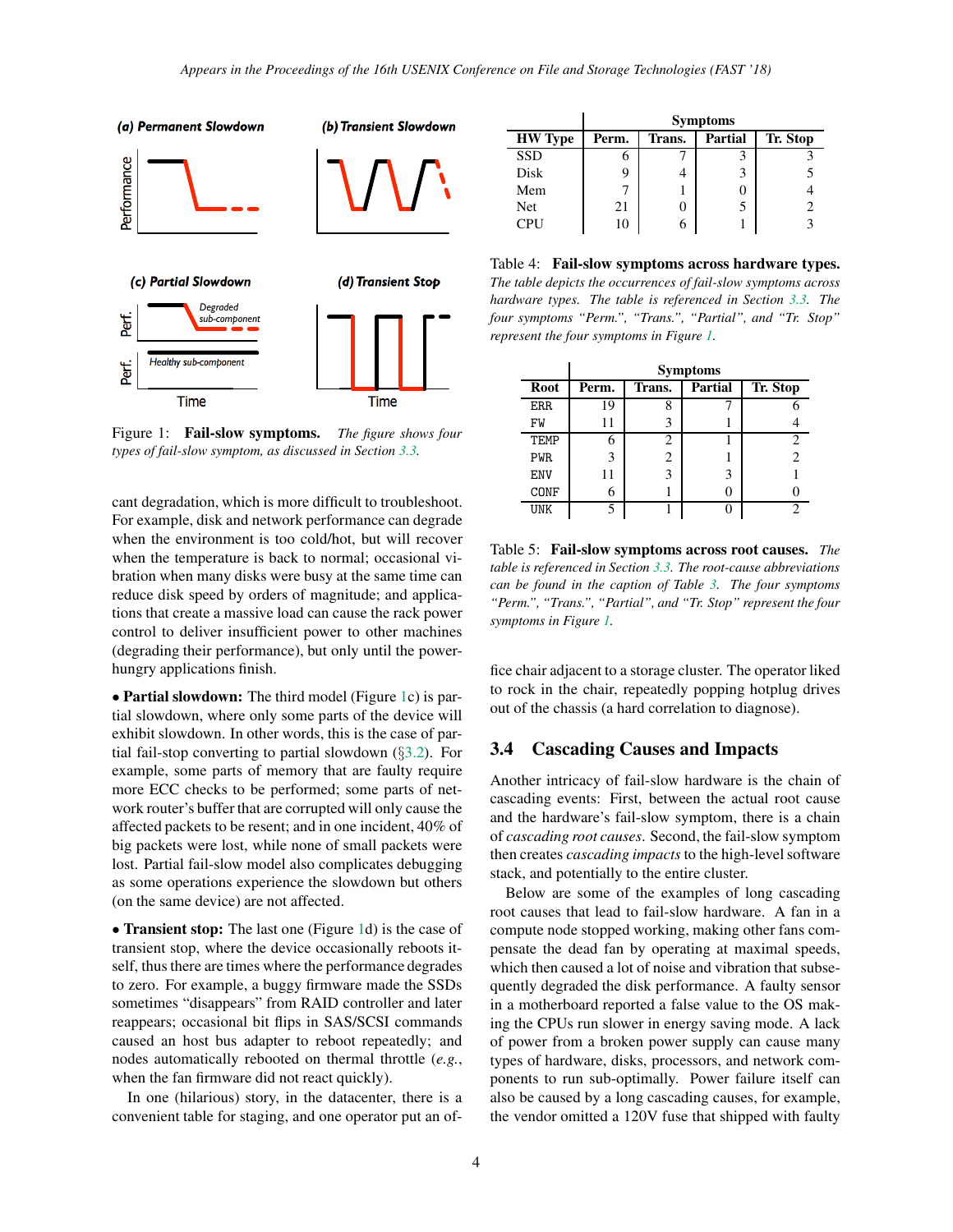Figure 1: **Fail-slow symptoms.** *The figure shows four types of fail-slow symptom, as discussed in Section 3.3.*

cant degradation, which is more difficult to troubleshoot. For example, disk and network performance can degrade when the environment is too cold/hot, but will recover when the temperature is back to normal; occasional vibration when many disks were busy at the same time can reduce disk speed by orders of magnitude; and applications that create a massive load can cause the rack power control to deliver insufficient power to other machines (degrading their performance), but only until the power-hungry applications finish.

• **Partial slowdown:** The third model (Figure 1c) is partial slowdown, where only some parts of the device will exhibit slowdown. In other words, this is the case of partial fail-stop converting to partial slowdown (§3.2). For example, some parts of memory that are faulty require more ECC checks to be performed; some parts of network router's buffer that are corrupted will only cause the affected packets to be resent; and in one incident, 40% of big packets were lost, while none of small packets were lost. Partial fail-slow model also complicates debugging as some operations experience the slowdown but others (on the same device) are not affected.

• **Transient stop:** The last one (Figure 1d) is the case of transient stop, where the device occasionally reboots itself, thus there are times where the performance degrades to zero. For example, a buggy firmware made the SSDs sometimes "disappears" from RAID controller and later reappears; occasional bit flips in SAS/SCSI commands caused an host bus adapter to reboot repeatedly; and nodes automatically rebooted on thermal throttle (*e.g.*, when the fan firmware did not react quickly).

In one (hilarious) story, in the datacenter, there is a convenient table for staging, and one operator put an office chair adjacent to a storage cluster. The operator liked to rock in the chair, repeatedly popping hotplug drives out of the chassis (a hard correlation to diagnose).

| | Symptoms | | | |
|---|---|---|---|---|
| **HW Type** | **Perm.** | **Trans.** | **Partial** | **Tr. Stop** |
| SSD | 6 | 7 | 3 | 3 |
| Disk | 9 | 4 | 3 | 5 |
| Mem | 7 | 1 | 0 | 4 |
| Net | 21 | 0 | 5 | 2 |
| CPU | 10 | 6 | 1 | 3 |

Table 4: **Fail-slow symptoms across hardware types.** *The table depicts the occurrences of fail-slow symptoms across hardware types. The table is referenced in Section 3.3. The four symptoms "Perm.", "Trans.", "Partial", and "Tr. Stop" represent the four symptoms in Figure 1.*

| | Symptoms | | | |
|---|---|---|---|---|
| **Root** | **Perm.** | **Trans.** | **Partial** | **Tr. Stop** |
| ERR | 19 | 8 | 7 | 6 |
| FW | 11 | 3 | 1 | 4 |
| TEMP | 6 | 2 | 1 | 2 |
| PWR | 3 | 2 | 1 | 2 |
| ENV | 11 | 3 | 3 | 1 |
| CONF | 6 | 1 | 0 | 0 |
| UNK | 5 | 1 | 0 | 2 |

Table 5: **Fail-slow symptoms across root causes.** *The table is referenced in Section 3.3. The root-cause abbreviations can be found in the caption of Table 3. The four symptoms "Perm.", "Trans.", "Partial", and "Tr. Stop" represent the four symptoms in Figure 1.*

## 3.4 Cascading Causes and Impacts

Another intricacy of fail-slow hardware is the chain of cascading events: First, between the actual root cause and the hardware's fail-slow symptom, there is a chain of *cascading root causes*. Second, the fail-slow symptom then creates *cascading impacts* to the high-level software stack, and potentially to the entire cluster.

Below are some of the examples of long cascading root causes that lead to fail-slow hardware. A fan in a compute node stopped working, making other fans compensate the dead fan by operating at maximal speeds, which then caused a lot of noise and vibration that subsequently degraded the disk performance. A faulty sensor in a motherboard reported a false value to the OS making the CPUs run slower in energy saving mode. A lack of power from a broken power supply can cause many types of hardware, disks, processors, and network components to run sub-optimally. Power failure itself can also be caused by a long cascading causes, for example, the vendor omitted a 120V fuse that shipped with faulty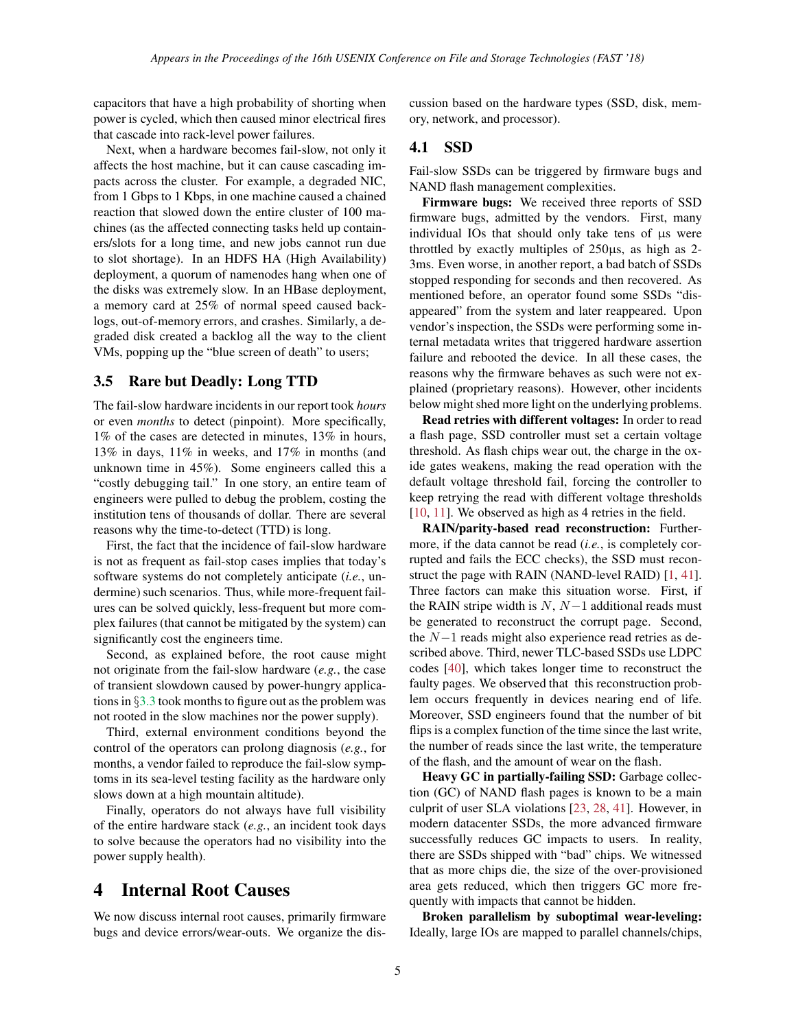capacitors that have a high probability of shorting when power is cycled, which then caused minor electrical fires that cascade into rack-level power failures.

Next, when a hardware becomes fail-slow, not only it affects the host machine, but it can cause cascading impacts across the cluster. For example, a degraded NIC, from 1 Gbps to 1 Kbps, in one machine caused a chained reaction that slowed down the entire cluster of 100 machines (as the affected connecting tasks held up containers/slots for a long time, and new jobs cannot run due to slot shortage). In an HDFS HA (High Availability) deployment, a quorum of namenodes hang when one of the disks was extremely slow. In an HBase deployment, a memory card at 25% of normal speed caused backlogs, out-of-memory errors, and crashes. Similarly, a degraded disk created a backlog all the way to the client VMs, popping up the "blue screen of death" to users;

### 3.5 Rare but Deadly: Long TTD

The fail-slow hardware incidents in our report took *hours* or even *months* to detect (pinpoint). More specifically, 1% of the cases are detected in minutes, 13% in hours, 13% in days, 11% in weeks, and 17% in months (and unknown time in 45%). Some engineers called this a "costly debugging tail." In one story, an entire team of engineers were pulled to debug the problem, costing the institution tens of thousands of dollar. There are several reasons why the time-to-detect (TTD) is long.

First, the fact that the incidence of fail-slow hardware is not as frequent as fail-stop cases implies that today's software systems do not completely anticipate (*i.e.*, undermine) such scenarios. Thus, while more-frequent failures can be solved quickly, less-frequent but more complex failures (that cannot be mitigated by the system) can significantly cost the engineers time.

Second, as explained before, the root cause might not originate from the fail-slow hardware (*e.g.*, the case of transient slowdown caused by power-hungry applications in §3.3 took months to figure out as the problem was not rooted in the slow machines nor the power supply).

Third, external environment conditions beyond the control of the operators can prolong diagnosis (*e.g.*, for months, a vendor failed to reproduce the fail-slow symptoms in its sea-level testing facility as the hardware only slows down at a high mountain altitude).

Finally, operators do not always have full visibility of the entire hardware stack (*e.g.*, an incident took days to solve because the operators had no visibility into the power supply health).

## 4 Internal Root Causes

We now discuss internal root causes, primarily firmware bugs and device errors/wear-outs. We organize the discussion based on the hardware types (SSD, disk, memory, network, and processor).

### 4.1 SSD

Fail-slow SSDs can be triggered by firmware bugs and NAND flash management complexities.

**Firmware bugs:** We received three reports of SSD firmware bugs, admitted by the vendors. First, many individual IOs that should only take tens of µs were throttled by exactly multiples of 250µs, as high as 2-3ms. Even worse, in another report, a bad batch of SSDs stopped responding for seconds and then recovered. As mentioned before, an operator found some SSDs "disappeared" from the system and later reappeared. Upon vendor's inspection, the SSDs were performing some internal metadata writes that triggered hardware assertion failure and rebooted the device. In all these cases, the reasons why the firmware behaves as such were not explained (proprietary reasons). However, other incidents below might shed more light on the underlying problems.

**Read retries with different voltages:** In order to read a flash page, SSD controller must set a certain voltage threshold. As flash chips wear out, the charge in the oxide gates weakens, making the read operation with the default voltage threshold fail, forcing the controller to keep retrying the read with different voltage thresholds [10, 11]. We observed as high as 4 retries in the field.

**RAIN/parity-based read reconstruction:** Furthermore, if the data cannot be read (*i.e.*, is completely corrupted and fails the ECC checks), the SSD must reconstruct the page with RAIN (NAND-level RAID) [1, 41]. Three factors can make this situation worse. First, if the RAIN stripe width is $N$, $N-1$ additional reads must be generated to reconstruct the corrupt page. Second, the $N-1$ reads might also experience read retries as described above. Third, newer TLC-based SSDs use LDPC codes [40], which takes longer time to reconstruct the faulty pages. We observed that this reconstruction problem occurs frequently in devices nearing end of life. Moreover, SSD engineers found that the number of bit flips is a complex function of the time since the last write, the number of reads since the last write, the temperature of the flash, and the amount of wear on the flash.

**Heavy GC in partially-failing SSD:** Garbage collection (GC) of NAND flash pages is known to be a main culprit of user SLA violations [23, 28, 41]. However, in modern datacenter SSDs, the more advanced firmware successfully reduces GC impacts to users. In reality, there are SSDs shipped with "bad" chips. We witnessed that as more chips die, the size of the over-provisioned area gets reduced, which then triggers GC more frequently with impacts that cannot be hidden.

**Broken parallelism by suboptimal wear-leveling:** Ideally, large IOs are mapped to parallel channels/chips,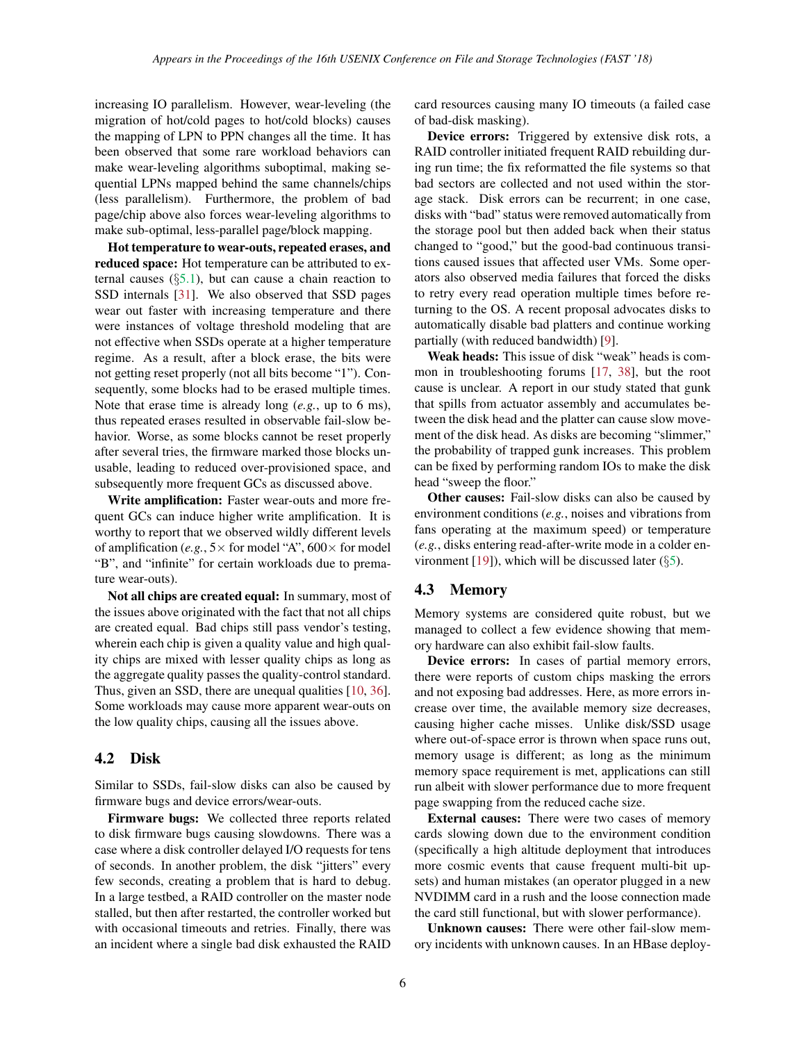increasing IO parallelism. However, wear-leveling (the migration of hot/cold pages to hot/cold blocks) causes the mapping of LPN to PPN changes all the time. It has been observed that some rare workload behaviors can make wear-leveling algorithms suboptimal, making sequential LPNs mapped behind the same channels/chips (less parallelism). Furthermore, the problem of bad page/chip above also forces wear-leveling algorithms to make sub-optimal, less-parallel page/block mapping.

**Hot temperature to wear-outs, repeated erases, and reduced space:** Hot temperature can be attributed to external causes (§5.1), but can cause a chain reaction to SSD internals [31]. We also observed that SSD pages wear out faster with increasing temperature and there were instances of voltage threshold modeling that are not effective when SSDs operate at a higher temperature regime. As a result, after a block erase, the bits were not getting reset properly (not all bits become "1"). Consequently, some blocks had to be erased multiple times. Note that erase time is already long (*e.g.*, up to 6 ms), thus repeated erases resulted in observable fail-slow behavior. Worse, as some blocks cannot be reset properly after several tries, the firmware marked those blocks unusable, leading to reduced over-provisioned space, and subsequently more frequent GCs as discussed above.

**Write amplification:** Faster wear-outs and more frequent GCs can induce higher write amplification. It is worthy to report that we observed wildly different levels of amplification (*e.g.*, 5× for model "A", 600× for model "B", and "infinite" for certain workloads due to premature wear-outs).

**Not all chips are created equal:** In summary, most of the issues above originated with the fact that not all chips are created equal. Bad chips still pass vendor's testing, wherein each chip is given a quality value and high quality chips are mixed with lesser quality chips as long as the aggregate quality passes the quality-control standard. Thus, given an SSD, there are unequal qualities [10, 36]. Some workloads may cause more apparent wear-outs on the low quality chips, causing all the issues above.

## 4.2 Disk

Similar to SSDs, fail-slow disks can also be caused by firmware bugs and device errors/wear-outs.

**Firmware bugs:** We collected three reports related to disk firmware bugs causing slowdowns. There was a case where a disk controller delayed I/O requests for tens of seconds. In another problem, the disk "jitters" every few seconds, creating a problem that is hard to debug. In a large testbed, a RAID controller on the master node stalled, but then after restarted, the controller worked but with occasional timeouts and retries. Finally, there was an incident where a single bad disk exhausted the RAID card resources causing many IO timeouts (a failed case of bad-disk masking).

**Device errors:** Triggered by extensive disk rots, a RAID controller initiated frequent RAID rebuilding during run time; the fix reformatted the file systems so that bad sectors are collected and not used within the storage stack. Disk errors can be recurrent; in one case, disks with "bad" status were removed automatically from the storage pool but then added back when their status changed to "good," but the good-bad continuous transitions caused issues that affected user VMs. Some operators also observed media failures that forced the disks to retry every read operation multiple times before returning to the OS. A recent proposal advocates disks to automatically disable bad platters and continue working partially (with reduced bandwidth) [9].

**Weak heads:** This issue of disk "weak" heads is common in troubleshooting forums [17, 38], but the root cause is unclear. A report in our study stated that gunk that spills from actuator assembly and accumulates between the disk head and the platter can cause slow movement of the disk head. As disks are becoming "slimmer," the probability of trapped gunk increases. This problem can be fixed by performing random IOs to make the disk head "sweep the floor."

**Other causes:** Fail-slow disks can also be caused by environment conditions (*e.g.*, noises and vibrations from fans operating at the maximum speed) or temperature (*e.g.*, disks entering read-after-write mode in a colder environment [19]), which will be discussed later (§5).

## 4.3 Memory

Memory systems are considered quite robust, but we managed to collect a few evidence showing that memory hardware can also exhibit fail-slow faults.

**Device errors:** In cases of partial memory errors, there were reports of custom chips masking the errors and not exposing bad addresses. Here, as more errors increase over time, the available memory size decreases, causing higher cache misses. Unlike disk/SSD usage where out-of-space error is thrown when space runs out, memory usage is different; as long as the minimum memory space requirement is met, applications can still run albeit with slower performance due to more frequent page swapping from the reduced cache size.

**External causes:** There were two cases of memory cards slowing down due to the environment condition (specifically a high altitude deployment that introduces more cosmic events that cause frequent multi-bit upsets) and human mistakes (an operator plugged in a new NVDIMM card in a rush and the loose connection made the card still functional, but with slower performance).

**Unknown causes:** There were other fail-slow memory incidents with unknown causes. In an HBase deploy-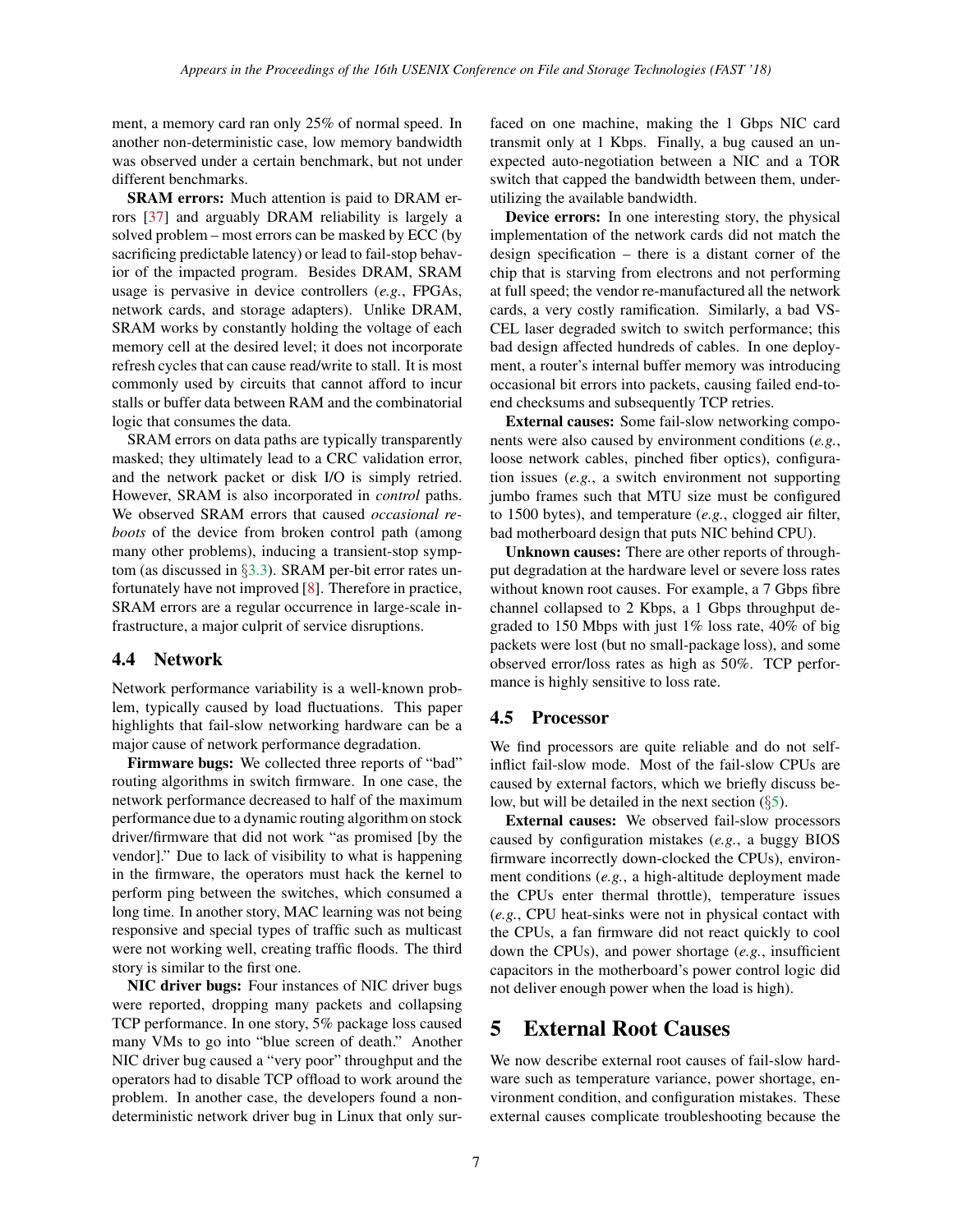ment, a memory card ran only 25% of normal speed. In another non-deterministic case, low memory bandwidth was observed under a certain benchmark, but not under different benchmarks.

**SRAM errors:** Much attention is paid to DRAM errors [37] and arguably DRAM reliability is largely a solved problem – most errors can be masked by ECC (by sacrificing predictable latency) or lead to fail-stop behavior of the impacted program. Besides DRAM, SRAM usage is pervasive in device controllers (*e.g.*, FPGAs, network cards, and storage adapters). Unlike DRAM, SRAM works by constantly holding the voltage of each memory cell at the desired level; it does not incorporate refresh cycles that can cause read/write to stall. It is most commonly used by circuits that cannot afford to incur stalls or buffer data between RAM and the combinatorial logic that consumes the data.

SRAM errors on data paths are typically transparently masked; they ultimately lead to a CRC validation error, and the network packet or disk I/O is simply retried. However, SRAM is also incorporated in *control* paths. We observed SRAM errors that caused *occasional reboots* of the device from broken control path (among many other problems), inducing a transient-stop symptom (as discussed in §3.3). SRAM per-bit error rates unfortunately have not improved [8]. Therefore in practice, SRAM errors are a regular occurrence in large-scale infrastructure, a major culprit of service disruptions.

## 4.4 Network

Network performance variability is a well-known problem, typically caused by load fluctuations. This paper highlights that fail-slow networking hardware can be a major cause of network performance degradation.

**Firmware bugs:** We collected three reports of "bad" routing algorithms in switch firmware. In one case, the network performance decreased to half of the maximum performance due to a dynamic routing algorithm on stock driver/firmware that did not work "as promised [by the vendor]." Due to lack of visibility to what is happening in the firmware, the operators must hack the kernel to perform ping between the switches, which consumed a long time. In another story, MAC learning was not being responsive and special types of traffic such as multicast were not working well, creating traffic floods. The third story is similar to the first one.

**NIC driver bugs:** Four instances of NIC driver bugs were reported, dropping many packets and collapsing TCP performance. In one story, 5% package loss caused many VMs to go into "blue screen of death." Another NIC driver bug caused a "very poor" throughput and the operators had to disable TCP offload to work around the problem. In another case, the developers found a non-deterministic network driver bug in Linux that only surfaced on one machine, making the 1 Gbps NIC card transmit only at 1 Kbps. Finally, a bug caused an unexpected auto-negotiation between a NIC and a TOR switch that capped the bandwidth between them, under-utilizing the available bandwidth.

**Device errors:** In one interesting story, the physical implementation of the network cards did not match the design specification – there is a distant corner of the chip that is starving from electrons and not performing at full speed; the vendor re-manufactured all the network cards, a very costly ramification. Similarly, a bad VSCEL laser degraded switch to switch performance; this bad design affected hundreds of cables. In one deployment, a router's internal buffer memory was introducing occasional bit errors into packets, causing failed end-to-end checksums and subsequently TCP retries.

**External causes:** Some fail-slow networking components were also caused by environment conditions (*e.g.*, loose network cables, pinched fiber optics), configuration issues (*e.g.*, a switch environment not supporting jumbo frames such that MTU size must be configured to 1500 bytes), and temperature (*e.g.*, clogged air filter, bad motherboard design that puts NIC behind CPU).

**Unknown causes:** There are other reports of throughput degradation at the hardware level or severe loss rates without known root causes. For example, a 7 Gbps fibre channel collapsed to 2 Kbps, a 1 Gbps throughput degraded to 150 Mbps with just 1% loss rate, 40% of big packets were lost (but no small-package loss), and some observed error/loss rates as high as 50%. TCP performance is highly sensitive to loss rate.

## 4.5 Processor

We find processors are quite reliable and do not self-inflict fail-slow mode. Most of the fail-slow CPUs are caused by external factors, which we briefly discuss below, but will be detailed in the next section (§5).

**External causes:** We observed fail-slow processors caused by configuration mistakes (*e.g.*, a buggy BIOS firmware incorrectly down-clocked the CPUs), environment conditions (*e.g.*, a high-altitude deployment made the CPUs enter thermal throttle), temperature issues (*e.g.*, CPU heat-sinks were not in physical contact with the CPUs, a fan firmware did not react quickly to cool down the CPUs), and power shortage (*e.g.*, insufficient capacitors in the motherboard's power control logic did not deliver enough power when the load is high).

# 5 External Root Causes

We now describe external root causes of fail-slow hardware such as temperature variance, power shortage, environment condition, and configuration mistakes. These external causes complicate troubleshooting because the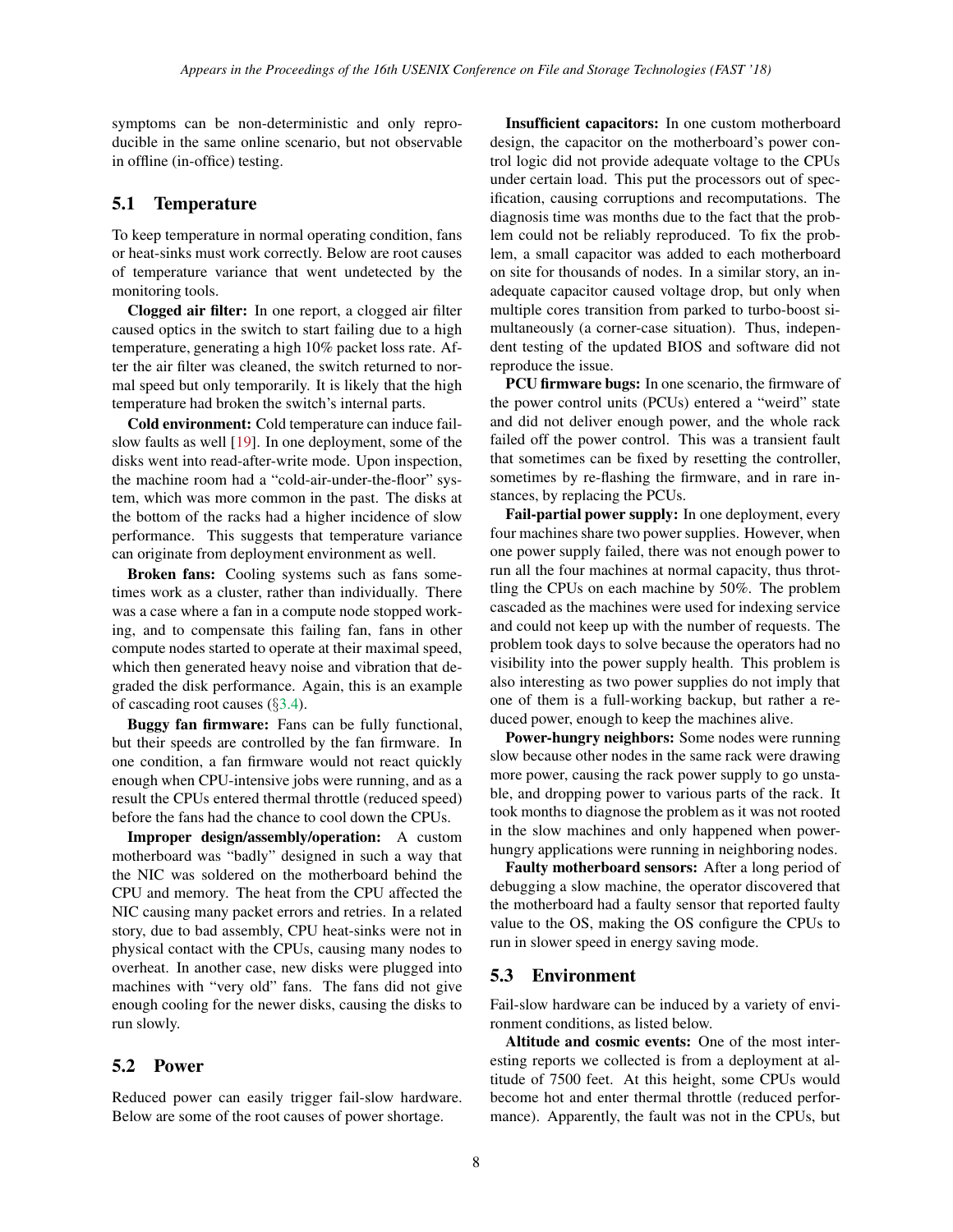symptoms can be non-deterministic and only reproducible in the same online scenario, but not observable in offline (in-office) testing.

## 5.1 Temperature

To keep temperature in normal operating condition, fans or heat-sinks must work correctly. Below are root causes of temperature variance that went undetected by the monitoring tools.

**Clogged air filter:** In one report, a clogged air filter caused optics in the switch to start failing due to a high temperature, generating a high 10% packet loss rate. After the air filter was cleaned, the switch returned to normal speed but only temporarily. It is likely that the high temperature had broken the switch's internal parts.

**Cold environment:** Cold temperature can induce fail-slow faults as well [19]. In one deployment, some of the disks went into read-after-write mode. Upon inspection, the machine room had a "cold-air-under-the-floor" system, which was more common in the past. The disks at the bottom of the racks had a higher incidence of slow performance. This suggests that temperature variance can originate from deployment environment as well.

**Broken fans:** Cooling systems such as fans sometimes work as a cluster, rather than individually. There was a case where a fan in a compute node stopped working, and to compensate this failing fan, fans in other compute nodes started to operate at their maximal speed, which then generated heavy noise and vibration that degraded the disk performance. Again, this is an example of cascading root causes (§3.4).

**Buggy fan firmware:** Fans can be fully functional, but their speeds are controlled by the fan firmware. In one condition, a fan firmware would not react quickly enough when CPU-intensive jobs were running, and as a result the CPUs entered thermal throttle (reduced speed) before the fans had the chance to cool down the CPUs.

**Improper design/assembly/operation:** A custom motherboard was "badly" designed in such a way that the NIC was soldered on the motherboard behind the CPU and memory. The heat from the CPU affected the NIC causing many packet errors and retries. In a related story, due to bad assembly, CPU heat-sinks were not in physical contact with the CPUs, causing many nodes to overheat. In another case, new disks were plugged into machines with "very old" fans. The fans did not give enough cooling for the newer disks, causing the disks to run slowly.

## 5.2 Power

Reduced power can easily trigger fail-slow hardware. Below are some of the root causes of power shortage.

**Insufficient capacitors:** In one custom motherboard design, the capacitor on the motherboard's power control logic did not provide adequate voltage to the CPUs under certain load. This put the processors out of specification, causing corruptions and recomputations. The diagnosis time was months due to the fact that the problem could not be reliably reproduced. To fix the problem, a small capacitor was added to each motherboard on site for thousands of nodes. In a similar story, an inadequate capacitor caused voltage drop, but only when multiple cores transition from parked to turbo-boost simultaneously (a corner-case situation). Thus, independent testing of the updated BIOS and software did not reproduce the issue.

**PCU firmware bugs:** In one scenario, the firmware of the power control units (PCUs) entered a "weird" state and did not deliver enough power, and the whole rack failed off the power control. This was a transient fault that sometimes can be fixed by resetting the controller, sometimes by re-flashing the firmware, and in rare instances, by replacing the PCUs.

**Fail-partial power supply:** In one deployment, every four machines share two power supplies. However, when one power supply failed, there was not enough power to run all the four machines at normal capacity, thus throttling the CPUs on each machine by 50%. The problem cascaded as the machines were used for indexing service and could not keep up with the number of requests. The problem took days to solve because the operators had no visibility into the power supply health. This problem is also interesting as two power supplies do not imply that one of them is a full-working backup, but rather a reduced power, enough to keep the machines alive.

**Power-hungry neighbors:** Some nodes were running slow because other nodes in the same rack were drawing more power, causing the rack power supply to go unstable, and dropping power to various parts of the rack. It took months to diagnose the problem as it was not rooted in the slow machines and only happened when power-hungry applications were running in neighboring nodes.

**Faulty motherboard sensors:** After a long period of debugging a slow machine, the operator discovered that the motherboard had a faulty sensor that reported faulty value to the OS, making the OS configure the CPUs to run in slower speed in energy saving mode.

## 5.3 Environment

Fail-slow hardware can be induced by a variety of environment conditions, as listed below.

**Altitude and cosmic events:** One of the most interesting reports we collected is from a deployment at altitude of 7500 feet. At this height, some CPUs would become hot and enter thermal throttle (reduced performance). Apparently, the fault was not in the CPUs, but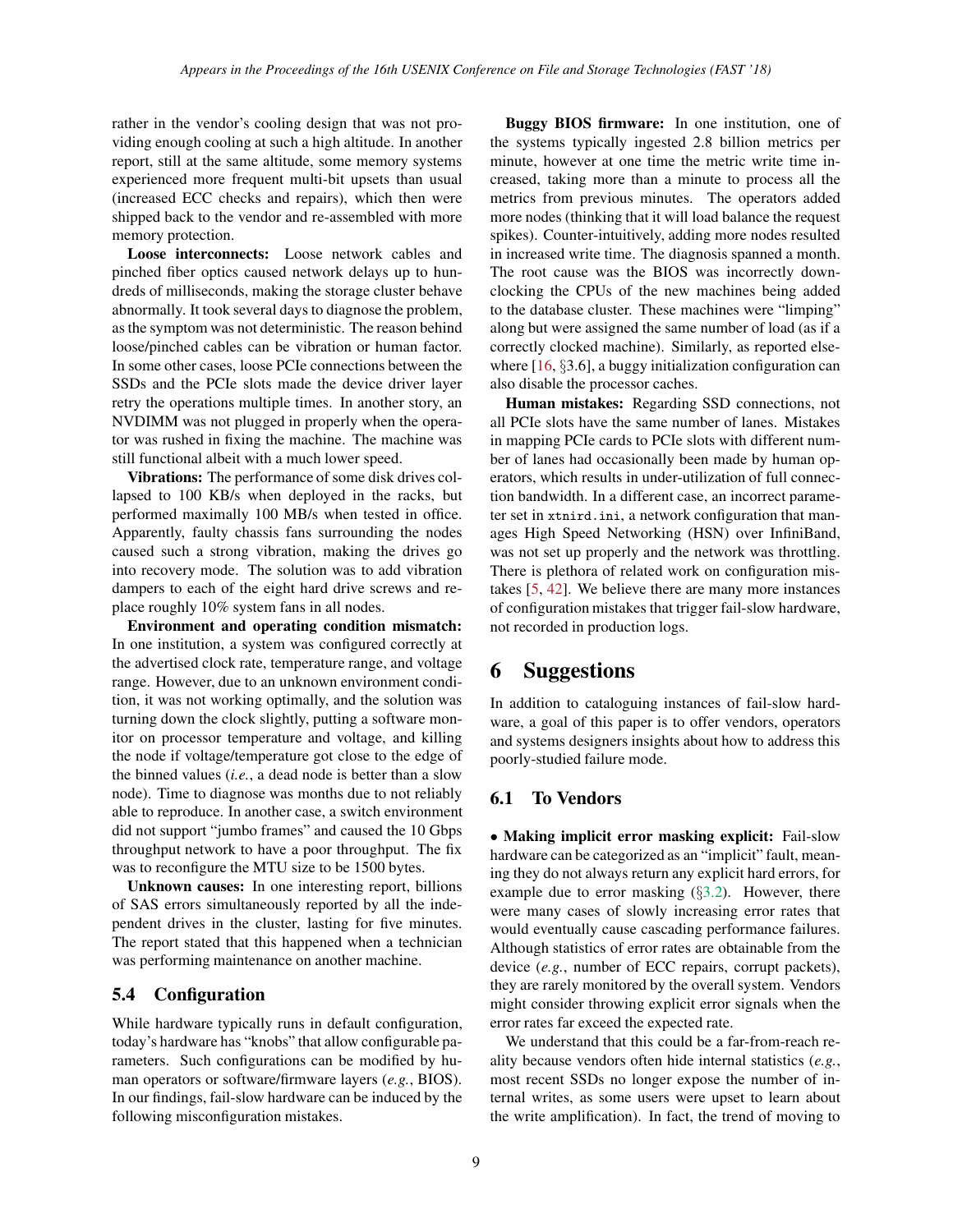rather in the vendor's cooling design that was not providing enough cooling at such a high altitude. In another report, still at the same altitude, some memory systems experienced more frequent multi-bit upsets than usual (increased ECC checks and repairs), which then were shipped back to the vendor and re-assembled with more memory protection.

**Loose interconnects:** Loose network cables and pinched fiber optics caused network delays up to hundreds of milliseconds, making the storage cluster behave abnormally. It took several days to diagnose the problem, as the symptom was not deterministic. The reason behind loose/pinched cables can be vibration or human factor. In some other cases, loose PCIe connections between the SSDs and the PCIe slots made the device driver layer retry the operations multiple times. In another story, an NVDIMM was not plugged in properly when the operator was rushed in fixing the machine. The machine was still functional albeit with a much lower speed.

**Vibrations:** The performance of some disk drives collapsed to 100 KB/s when deployed in the racks, but performed maximally 100 MB/s when tested in office. Apparently, faulty chassis fans surrounding the nodes caused such a strong vibration, making the drives go into recovery mode. The solution was to add vibration dampers to each of the eight hard drive screws and replace roughly 10% system fans in all nodes.

**Environment and operating condition mismatch:** In one institution, a system was configured correctly at the advertised clock rate, temperature range, and voltage range. However, due to an unknown environment condition, it was not working optimally, and the solution was turning down the clock slightly, putting a software monitor on processor temperature and voltage, and killing the node if voltage/temperature got close to the edge of the binned values (*i.e.*, a dead node is better than a slow node). Time to diagnose was months due to not reliably able to reproduce. In another case, a switch environment did not support "jumbo frames" and caused the 10 Gbps throughput network to have a poor throughput. The fix was to reconfigure the MTU size to be 1500 bytes.

**Unknown causes:** In one interesting report, billions of SAS errors simultaneously reported by all the independent drives in the cluster, lasting for five minutes. The report stated that this happened when a technician was performing maintenance on another machine.

### 5.4 Configuration

While hardware typically runs in default configuration, today's hardware has "knobs" that allow configurable parameters. Such configurations can be modified by human operators or software/firmware layers (*e.g.*, BIOS). In our findings, fail-slow hardware can be induced by the following misconfiguration mistakes.

**Buggy BIOS firmware:** In one institution, one of the systems typically ingested 2.8 billion metrics per minute, however at one time the metric write time increased, taking more than a minute to process all the metrics from previous minutes. The operators added more nodes (thinking that it will load balance the request spikes). Counter-intuitively, adding more nodes resulted in increased write time. The diagnosis spanned a month. The root cause was the BIOS was incorrectly downclocking the CPUs of the new machines being added to the database cluster. These machines were "limping" along but were assigned the same number of load (as if a correctly clocked machine). Similarly, as reported elsewhere [16, §3.6], a buggy initialization configuration can also disable the processor caches.

**Human mistakes:** Regarding SSD connections, not all PCIe slots have the same number of lanes. Mistakes in mapping PCIe cards to PCIe slots with different number of lanes had occasionally been made by human operators, which results in under-utilization of full connection bandwidth. In a different case, an incorrect parameter set in `xtnird.ini`, a network configuration that manages High Speed Networking (HSN) over InfiniBand, was not set up properly and the network was throttling. There is plethora of related work on configuration mistakes [5, 42]. We believe there are many more instances of configuration mistakes that trigger fail-slow hardware, not recorded in production logs.

## 6 Suggestions

In addition to cataloguing instances of fail-slow hardware, a goal of this paper is to offer vendors, operators and systems designers insights about how to address this poorly-studied failure mode.

### 6.1 To Vendors

• **Making implicit error masking explicit:** Fail-slow hardware can be categorized as an "implicit" fault, meaning they do not always return any explicit hard errors, for example due to error masking (§3.2). However, there were many cases of slowly increasing error rates that would eventually cause cascading performance failures. Although statistics of error rates are obtainable from the device (*e.g.*, number of ECC repairs, corrupt packets), they are rarely monitored by the overall system. Vendors might consider throwing explicit error signals when the error rates far exceed the expected rate.

We understand that this could be a far-from-reach reality because vendors often hide internal statistics (*e.g.*, most recent SSDs no longer expose the number of internal writes, as some users were upset to learn about the write amplification). In fact, the trend of moving to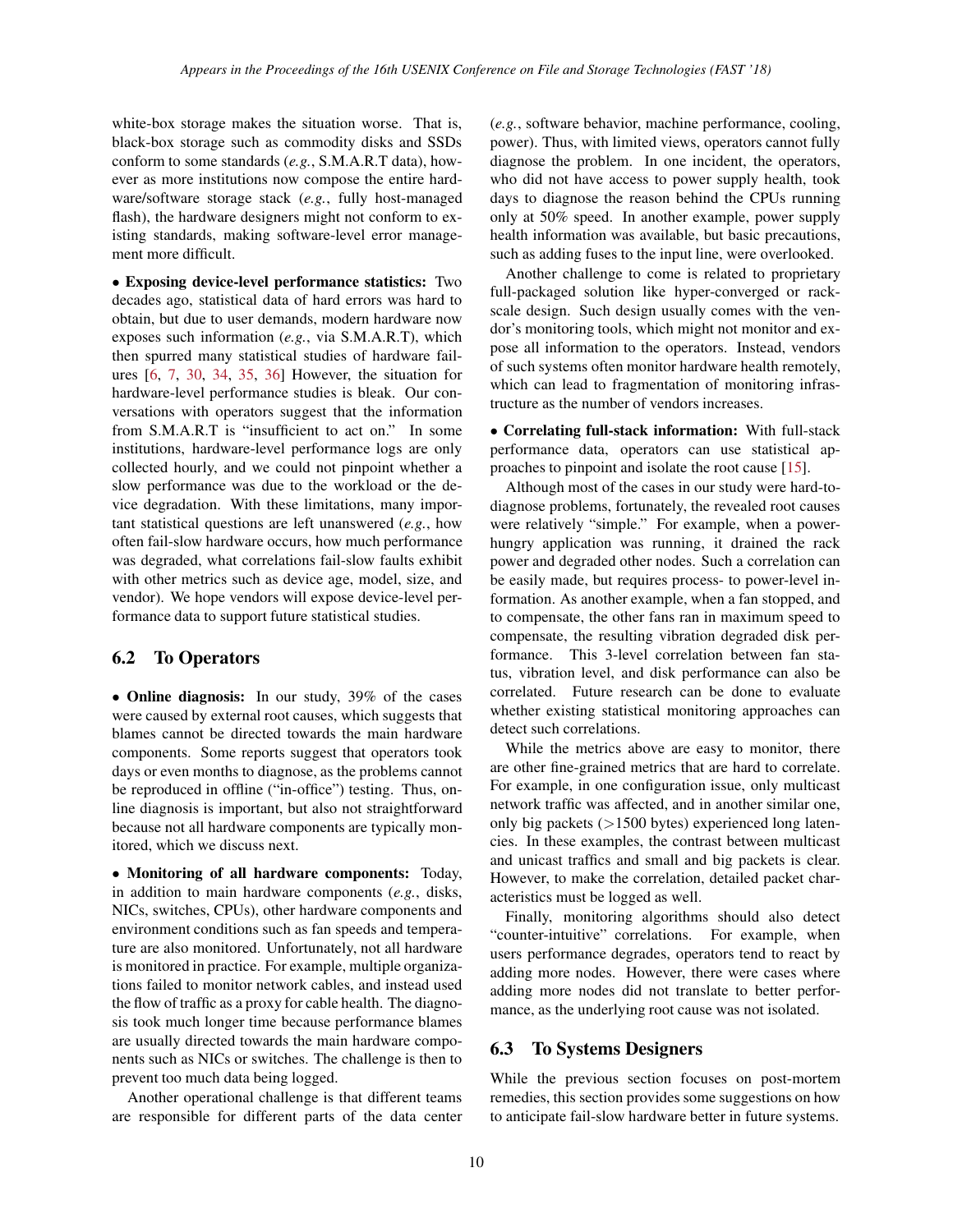white-box storage makes the situation worse. That is, black-box storage such as commodity disks and SSDs conform to some standards (*e.g.*, S.M.A.R.T data), however as more institutions now compose the entire hardware/software storage stack (*e.g.*, fully host-managed flash), the hardware designers might not conform to existing standards, making software-level error management more difficult.

• **Exposing device-level performance statistics:** Two decades ago, statistical data of hard errors was hard to obtain, but due to user demands, modern hardware now exposes such information (*e.g.*, via S.M.A.R.T), which then spurred many statistical studies of hardware failures [6, 7, 30, 34, 35, 36] However, the situation for hardware-level performance studies is bleak. Our conversations with operators suggest that the information from S.M.A.R.T is "insufficient to act on." In some institutions, hardware-level performance logs are only collected hourly, and we could not pinpoint whether a slow performance was due to the workload or the device degradation. With these limitations, many important statistical questions are left unanswered (*e.g.*, how often fail-slow hardware occurs, how much performance was degraded, what correlations fail-slow faults exhibit with other metrics such as device age, model, size, and vendor). We hope vendors will expose device-level performance data to support future statistical studies.

## 6.2 To Operators

• **Online diagnosis:** In our study, 39% of the cases were caused by external root causes, which suggests that blames cannot be directed towards the main hardware components. Some reports suggest that operators took days or even months to diagnose, as the problems cannot be reproduced in offline ("in-office") testing. Thus, online diagnosis is important, but also not straightforward because not all hardware components are typically monitored, which we discuss next.

• **Monitoring of all hardware components:** Today, in addition to main hardware components (*e.g.*, disks, NICs, switches, CPUs), other hardware components and environment conditions such as fan speeds and temperature are also monitored. Unfortunately, not all hardware is monitored in practice. For example, multiple organizations failed to monitor network cables, and instead used the flow of traffic as a proxy for cable health. The diagnosis took much longer time because performance blames are usually directed towards the main hardware components such as NICs or switches. The challenge is then to prevent too much data being logged.

Another operational challenge is that different teams are responsible for different parts of the data center (*e.g.*, software behavior, machine performance, cooling, power). Thus, with limited views, operators cannot fully diagnose the problem. In one incident, the operators, who did not have access to power supply health, took days to diagnose the reason behind the CPUs running only at 50% speed. In another example, power supply health information was available, but basic precautions, such as adding fuses to the input line, were overlooked.

Another challenge to come is related to proprietary full-packaged solution like hyper-converged or rack-scale design. Such design usually comes with the vendor's monitoring tools, which might not monitor and expose all information to the operators. Instead, vendors of such systems often monitor hardware health remotely, which can lead to fragmentation of monitoring infrastructure as the number of vendors increases.

• **Correlating full-stack information:** With full-stack performance data, operators can use statistical approaches to pinpoint and isolate the root cause [15].

Although most of the cases in our study were hard-to-diagnose problems, fortunately, the revealed root causes were relatively "simple." For example, when a power-hungry application was running, it drained the rack power and degraded other nodes. Such a correlation can be easily made, but requires process- to power-level information. As another example, when a fan stopped, and to compensate, the other fans ran in maximum speed to compensate, the resulting vibration degraded disk performance. This 3-level correlation between fan status, vibration level, and disk performance can also be correlated. Future research can be done to evaluate whether existing statistical monitoring approaches can detect such correlations.

While the metrics above are easy to monitor, there are other fine-grained metrics that are hard to correlate. For example, in one configuration issue, only multicast network traffic was affected, and in another similar one, only big packets (>1500 bytes) experienced long latencies. In these examples, the contrast between multicast and unicast traffics and small and big packets is clear. However, to make the correlation, detailed packet characteristics must be logged as well.

Finally, monitoring algorithms should also detect "counter-intuitive" correlations. For example, when users performance degrades, operators tend to react by adding more nodes. However, there were cases where adding more nodes did not translate to better performance, as the underlying root cause was not isolated.

## 6.3 To Systems Designers

While the previous section focuses on post-mortem remedies, this section provides some suggestions on how to anticipate fail-slow hardware better in future systems.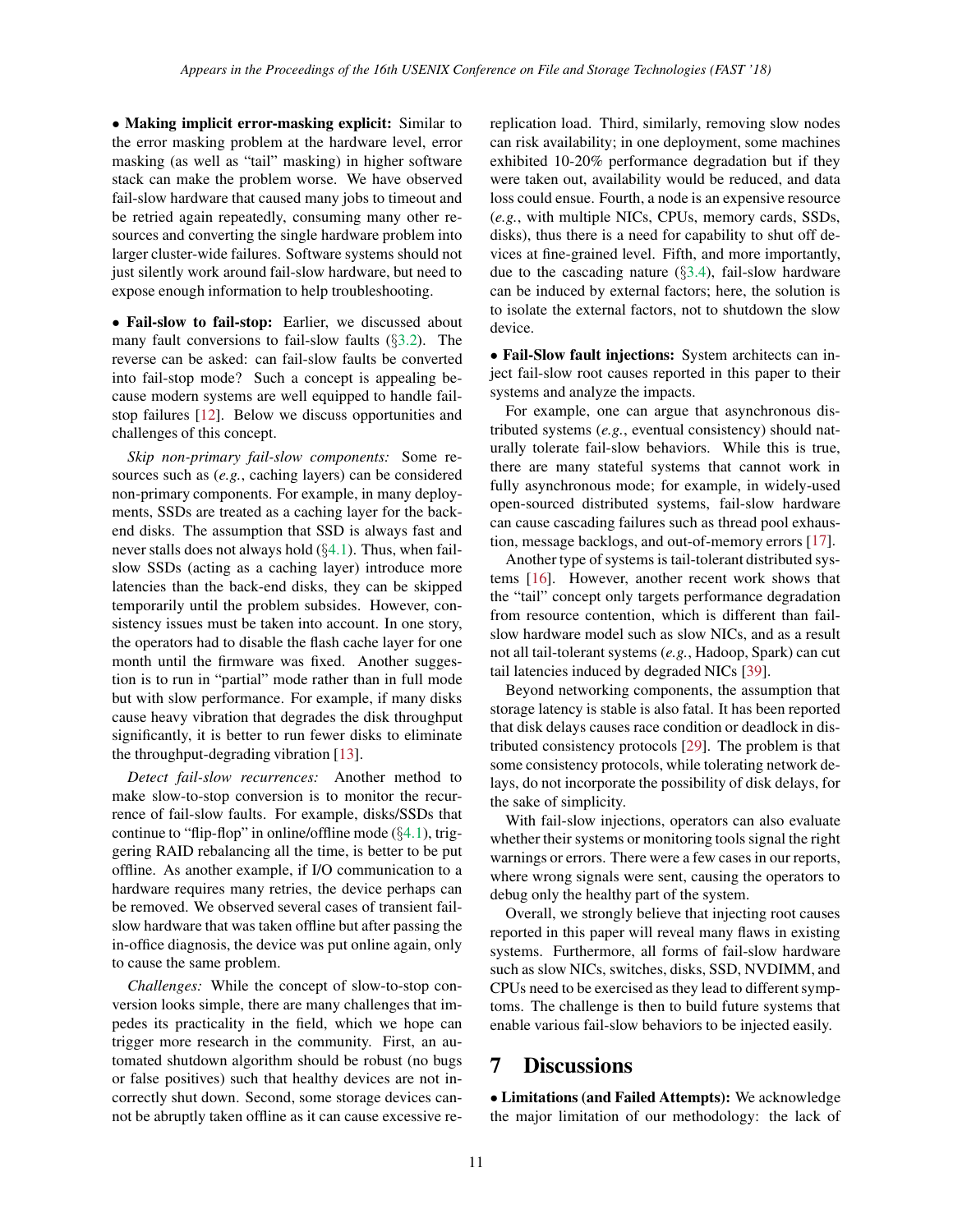• **Making implicit error-masking explicit:** Similar to the error masking problem at the hardware level, error masking (as well as "tail" masking) in higher software stack can make the problem worse. We have observed fail-slow hardware that caused many jobs to timeout and be retried again repeatedly, consuming many other resources and converting the single hardware problem into larger cluster-wide failures. Software systems should not just silently work around fail-slow hardware, but need to expose enough information to help troubleshooting.

• **Fail-slow to fail-stop:** Earlier, we discussed about many fault conversions to fail-slow faults (§3.2). The reverse can be asked: can fail-slow faults be converted into fail-stop mode? Such a concept is appealing because modern systems are well equipped to handle fail-stop failures [12]. Below we discuss opportunities and challenges of this concept.

*Skip non-primary fail-slow components:* Some resources such as (*e.g.*, caching layers) can be considered non-primary components. For example, in many deployments, SSDs are treated as a caching layer for the back-end disks. The assumption that SSD is always fast and never stalls does not always hold (§4.1). Thus, when fail-slow SSDs (acting as a caching layer) introduce more latencies than the back-end disks, they can be skipped temporarily until the problem subsides. However, consistency issues must be taken into account. In one story, the operators had to disable the flash cache layer for one month until the firmware was fixed. Another suggestion is to run in "partial" mode rather than in full mode but with slow performance. For example, if many disks cause heavy vibration that degrades the disk throughput significantly, it is better to run fewer disks to eliminate the throughput-degrading vibration [13].

*Detect fail-slow recurrences:* Another method to make slow-to-stop conversion is to monitor the recurrence of fail-slow faults. For example, disks/SSDs that continue to "flip-flop" in online/offline mode (§4.1), triggering RAID rebalancing all the time, is better to be put offline. As another example, if I/O communication to a hardware requires many retries, the device perhaps can be removed. We observed several cases of transient fail-slow hardware that was taken offline but after passing the in-office diagnosis, the device was put online again, only to cause the same problem.

*Challenges:* While the concept of slow-to-stop conversion looks simple, there are many challenges that impedes its practicality in the field, which we hope can trigger more research in the community. First, an automated shutdown algorithm should be robust (no bugs or false positives) such that healthy devices are not incorrectly shut down. Second, some storage devices cannot be abruptly taken offline as it can cause excessive replication load. Third, similarly, removing slow nodes can risk availability; in one deployment, some machines exhibited 10-20% performance degradation but if they were taken out, availability would be reduced, and data loss could ensue. Fourth, a node is an expensive resource (*e.g.*, with multiple NICs, CPUs, memory cards, SSDs, disks), thus there is a need for capability to shut off devices at fine-grained level. Fifth, and more importantly, due to the cascading nature (§3.4), fail-slow hardware can be induced by external factors; here, the solution is to isolate the external factors, not to shutdown the slow device.

• **Fail-Slow fault injections:** System architects can inject fail-slow root causes reported in this paper to their systems and analyze the impacts.

For example, one can argue that asynchronous distributed systems (*e.g.*, eventual consistency) should naturally tolerate fail-slow behaviors. While this is true, there are many stateful systems that cannot work in fully asynchronous mode; for example, in widely-used open-sourced distributed systems, fail-slow hardware can cause cascading failures such as thread pool exhaustion, message backlogs, and out-of-memory errors [17].

Another type of systems is tail-tolerant distributed systems [16]. However, another recent work shows that the "tail" concept only targets performance degradation from resource contention, which is different than fail-slow hardware model such as slow NICs, and as a result not all tail-tolerant systems (*e.g.*, Hadoop, Spark) can cut tail latencies induced by degraded NICs [39].

Beyond networking components, the assumption that storage latency is stable is also fatal. It has been reported that disk delays causes race condition or deadlock in distributed consistency protocols [29]. The problem is that some consistency protocols, while tolerating network delays, do not incorporate the possibility of disk delays, for the sake of simplicity.

With fail-slow injections, operators can also evaluate whether their systems or monitoring tools signal the right warnings or errors. There were a few cases in our reports, where wrong signals were sent, causing the operators to debug only the healthy part of the system.

Overall, we strongly believe that injecting root causes reported in this paper will reveal many flaws in existing systems. Furthermore, all forms of fail-slow hardware such as slow NICs, switches, disks, SSD, NVDIMM, and CPUs need to be exercised as they lead to different symptoms. The challenge is then to build future systems that enable various fail-slow behaviors to be injected easily.

# 7 Discussions

• **Limitations (and Failed Attempts):** We acknowledge the major limitation of our methodology: the lack of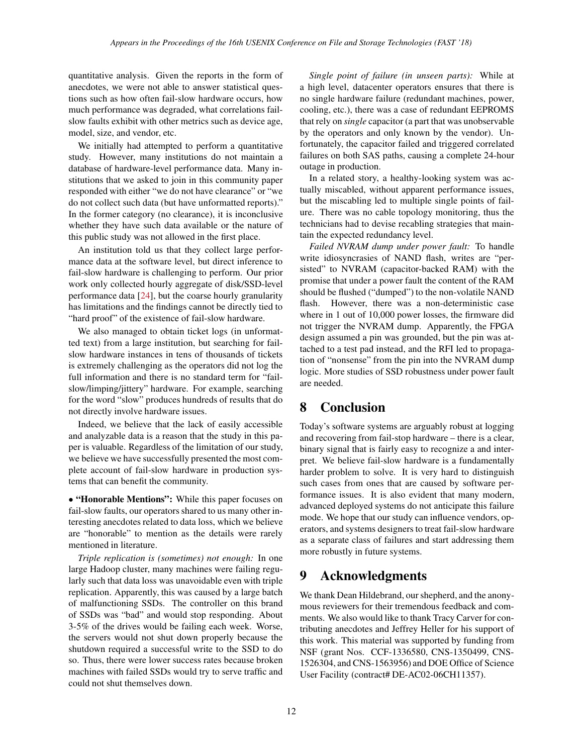quantitative analysis. Given the reports in the form of anecdotes, we were not able to answer statistical questions such as how often fail-slow hardware occurs, how much performance was degraded, what correlations fail-slow faults exhibit with other metrics such as device age, model, size, and vendor, etc.

We initially had attempted to perform a quantitative study. However, many institutions do not maintain a database of hardware-level performance data. Many institutions that we asked to join in this community paper responded with either "we do not have clearance" or "we do not collect such data (but have unformatted reports)." In the former category (no clearance), it is inconclusive whether they have such data available or the nature of this public study was not allowed in the first place.

An institution told us that they collect large performance data at the software level, but direct inference to fail-slow hardware is challenging to perform. Our prior work only collected hourly aggregate of disk/SSD-level performance data [24], but the coarse hourly granularity has limitations and the findings cannot be directly tied to "hard proof" of the existence of fail-slow hardware.

We also managed to obtain ticket logs (in unformatted text) from a large institution, but searching for fail-slow hardware instances in tens of thousands of tickets is extremely challenging as the operators did not log the full information and there is no standard term for "fail-slow/limping/jittery" hardware. For example, searching for the word "slow" produces hundreds of results that do not directly involve hardware issues.

Indeed, we believe that the lack of easily accessible and analyzable data is a reason that the study in this paper is valuable. Regardless of the limitation of our study, we believe we have successfully presented the most complete account of fail-slow hardware in production systems that can benefit the community.

• **"Honorable Mentions":** While this paper focuses on fail-slow faults, our operators shared to us many other interesting anecdotes related to data loss, which we believe are "honorable" to mention as the details were rarely mentioned in literature.

*Triple replication is (sometimes) not enough:* In one large Hadoop cluster, many machines were failing regularly such that data loss was unavoidable even with triple replication. Apparently, this was caused by a large batch of malfunctioning SSDs. The controller on this brand of SSDs was "bad" and would stop responding. About 3-5% of the drives would be failing each week. Worse, the servers would not shut down properly because the shutdown required a successful write to the SSD to do so. Thus, there were lower success rates because broken machines with failed SSDs would try to serve traffic and could not shut themselves down.

*Single point of failure (in unseen parts):* While at a high level, datacenter operators ensures that there is no single hardware failure (redundant machines, power, cooling, etc.), there was a case of redundant EEPROMS that rely on *single* capacitor (a part that was unobservable by the operators and only known by the vendor). Unfortunately, the capacitor failed and triggered correlated failures on both SAS paths, causing a complete 24-hour outage in production.

In a related story, a healthy-looking system was actually miscabled, without apparent performance issues, but the miscabling led to multiple single points of failure. There was no cable topology monitoring, thus the technicians had to devise recabling strategies that maintain the expected redundancy level.

*Failed NVRAM dump under power fault:* To handle write idiosyncrasies of NAND flash, writes are "persisted" to NVRAM (capacitor-backed RAM) with the promise that under a power fault the content of the RAM should be flushed ("dumped") to the non-volatile NAND flash. However, there was a non-deterministic case where in 1 out of 10,000 power losses, the firmware did not trigger the NVRAM dump. Apparently, the FPGA design assumed a pin was grounded, but the pin was attached to a test pad instead, and the RFI led to propagation of "nonsense" from the pin into the NVRAM dump logic. More studies of SSD robustness under power fault are needed.

# 8 Conclusion

Today's software systems are arguably robust at logging and recovering from fail-stop hardware – there is a clear, binary signal that is fairly easy to recognize a and interpret. We believe fail-slow hardware is a fundamentally harder problem to solve. It is very hard to distinguish such cases from ones that are caused by software performance issues. It is also evident that many modern, advanced deployed systems do not anticipate this failure mode. We hope that our study can influence vendors, operators, and systems designers to treat fail-slow hardware as a separate class of failures and start addressing them more robustly in future systems.

# 9 Acknowledgments

We thank Dean Hildebrand, our shepherd, and the anonymous reviewers for their tremendous feedback and comments. We also would like to thank Tracy Carver for contributing anecdotes and Jeffrey Heller for his support of this work. This material was supported by funding from NSF (grant Nos. CCF-1336580, CNS-1350499, CNS-1526304, and CNS-1563956) and DOE Office of Science User Facility (contract# DE-AC02-06CH11357).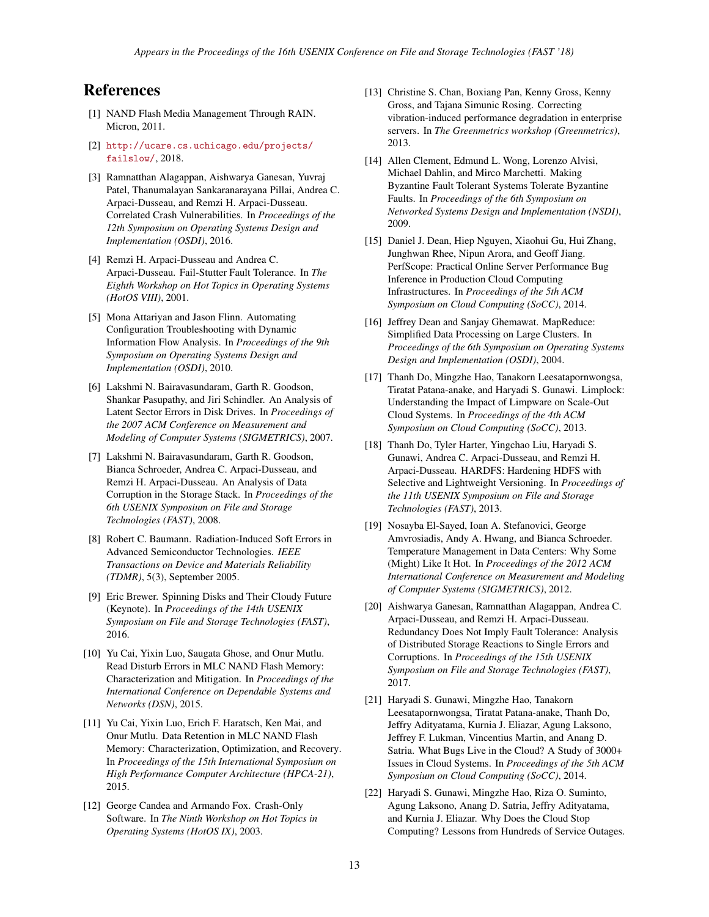# References

[1] NAND Flash Media Management Through RAIN. Micron, 2011.

[2] http://ucare.cs.uchicago.edu/projects/failslow/, 2018.

[3] Ramnatthan Alagappan, Aishwarya Ganesan, Yuvraj Patel, Thanumalayan Sankaranarayana Pillai, Andrea C. Arpaci-Dusseau, and Remzi H. Arpaci-Dusseau. Correlated Crash Vulnerabilities. In *Proceedings of the 12th Symposium on Operating Systems Design and Implementation (OSDI)*, 2016.

[4] Remzi H. Arpaci-Dusseau and Andrea C. Arpaci-Dusseau. Fail-Stutter Fault Tolerance. In *The Eighth Workshop on Hot Topics in Operating Systems (HotOS VIII)*, 2001.

[5] Mona Attariyan and Jason Flinn. Automating Configuration Troubleshooting with Dynamic Information Flow Analysis. In *Proceedings of the 9th Symposium on Operating Systems Design and Implementation (OSDI)*, 2010.

[6] Lakshmi N. Bairavasundaram, Garth R. Goodson, Shankar Pasupathy, and Jiri Schindler. An Analysis of Latent Sector Errors in Disk Drives. In *Proceedings of the 2007 ACM Conference on Measurement and Modeling of Computer Systems (SIGMETRICS)*, 2007.

[7] Lakshmi N. Bairavasundaram, Garth R. Goodson, Bianca Schroeder, Andrea C. Arpaci-Dusseau, and Remzi H. Arpaci-Dusseau. An Analysis of Data Corruption in the Storage Stack. In *Proceedings of the 6th USENIX Symposium on File and Storage Technologies (FAST)*, 2008.

[8] Robert C. Baumann. Radiation-Induced Soft Errors in Advanced Semiconductor Technologies. *IEEE Transactions on Device and Materials Reliability (TDMR)*, 5(3), September 2005.

[9] Eric Brewer. Spinning Disks and Their Cloudy Future (Keynote). In *Proceedings of the 14th USENIX Symposium on File and Storage Technologies (FAST)*, 2016.

[10] Yu Cai, Yixin Luo, Saugata Ghose, and Onur Mutlu. Read Disturb Errors in MLC NAND Flash Memory: Characterization and Mitigation. In *Proceedings of the International Conference on Dependable Systems and Networks (DSN)*, 2015.

[11] Yu Cai, Yixin Luo, Erich F. Haratsch, Ken Mai, and Onur Mutlu. Data Retention in MLC NAND Flash Memory: Characterization, Optimization, and Recovery. In *Proceedings of the 15th International Symposium on High Performance Computer Architecture (HPCA-21)*, 2015.

[12] George Candea and Armando Fox. Crash-Only Software. In *The Ninth Workshop on Hot Topics in Operating Systems (HotOS IX)*, 2003.

[13] Christine S. Chan, Boxiang Pan, Kenny Gross, Kenny Gross, and Tajana Simunic Rosing. Correcting vibration-induced performance degradation in enterprise servers. In *The Greenmetrics workshop (Greenmetrics)*, 2013.

[14] Allen Clement, Edmund L. Wong, Lorenzo Alvisi, Michael Dahlin, and Mirco Marchetti. Making Byzantine Fault Tolerant Systems Tolerate Byzantine Faults. In *Proceedings of the 6th Symposium on Networked Systems Design and Implementation (NSDI)*, 2009.

[15] Daniel J. Dean, Hiep Nguyen, Xiaohui Gu, Hui Zhang, Junghwan Rhee, Nipun Arora, and Geoff Jiang. PerfScope: Practical Online Server Performance Bug Inference in Production Cloud Computing Infrastructures. In *Proceedings of the 5th ACM Symposium on Cloud Computing (SoCC)*, 2014.

[16] Jeffrey Dean and Sanjay Ghemawat. MapReduce: Simplified Data Processing on Large Clusters. In *Proceedings of the 6th Symposium on Operating Systems Design and Implementation (OSDI)*, 2004.

[17] Thanh Do, Mingzhe Hao, Tanakorn Leesatapornwongsa, Tiratat Patana-anake, and Haryadi S. Gunawi. Limplock: Understanding the Impact of Limpware on Scale-Out Cloud Systems. In *Proceedings of the 4th ACM Symposium on Cloud Computing (SoCC)*, 2013.

[18] Thanh Do, Tyler Harter, Yingchao Liu, Haryadi S. Gunawi, Andrea C. Arpaci-Dusseau, and Remzi H. Arpaci-Dusseau. HARDFS: Hardening HDFS with Selective and Lightweight Versioning. In *Proceedings of the 11th USENIX Symposium on File and Storage Technologies (FAST)*, 2013.

[19] Nosayba El-Sayed, Ioan A. Stefanovici, George Amvrosiadis, Andy A. Hwang, and Bianca Schroeder. Temperature Management in Data Centers: Why Some (Might) Like It Hot. In *Proceedings of the 2012 ACM International Conference on Measurement and Modeling of Computer Systems (SIGMETRICS)*, 2012.

[20] Aishwarya Ganesan, Ramnatthan Alagappan, Andrea C. Arpaci-Dusseau, and Remzi H. Arpaci-Dusseau. Redundancy Does Not Imply Fault Tolerance: Analysis of Distributed Storage Reactions to Single Errors and Corruptions. In *Proceedings of the 15th USENIX Symposium on File and Storage Technologies (FAST)*, 2017.

[21] Haryadi S. Gunawi, Mingzhe Hao, Tanakorn Leesatapornwongsa, Tiratat Patana-anake, Thanh Do, Jeffry Adityatama, Kurnia J. Eliazar, Agung Laksono, Jeffrey F. Lukman, Vincentius Martin, and Anang D. Satria. What Bugs Live in the Cloud? A Study of 3000+ Issues in Cloud Systems. In *Proceedings of the 5th ACM Symposium on Cloud Computing (SoCC)*, 2014.

[22] Haryadi S. Gunawi, Mingzhe Hao, Riza O. Suminto, Agung Laksono, Anang D. Satria, Jeffry Adityatama, and Kurnia J. Eliazar. Why Does the Cloud Stop Computing? Lessons from Hundreds of Service Outages.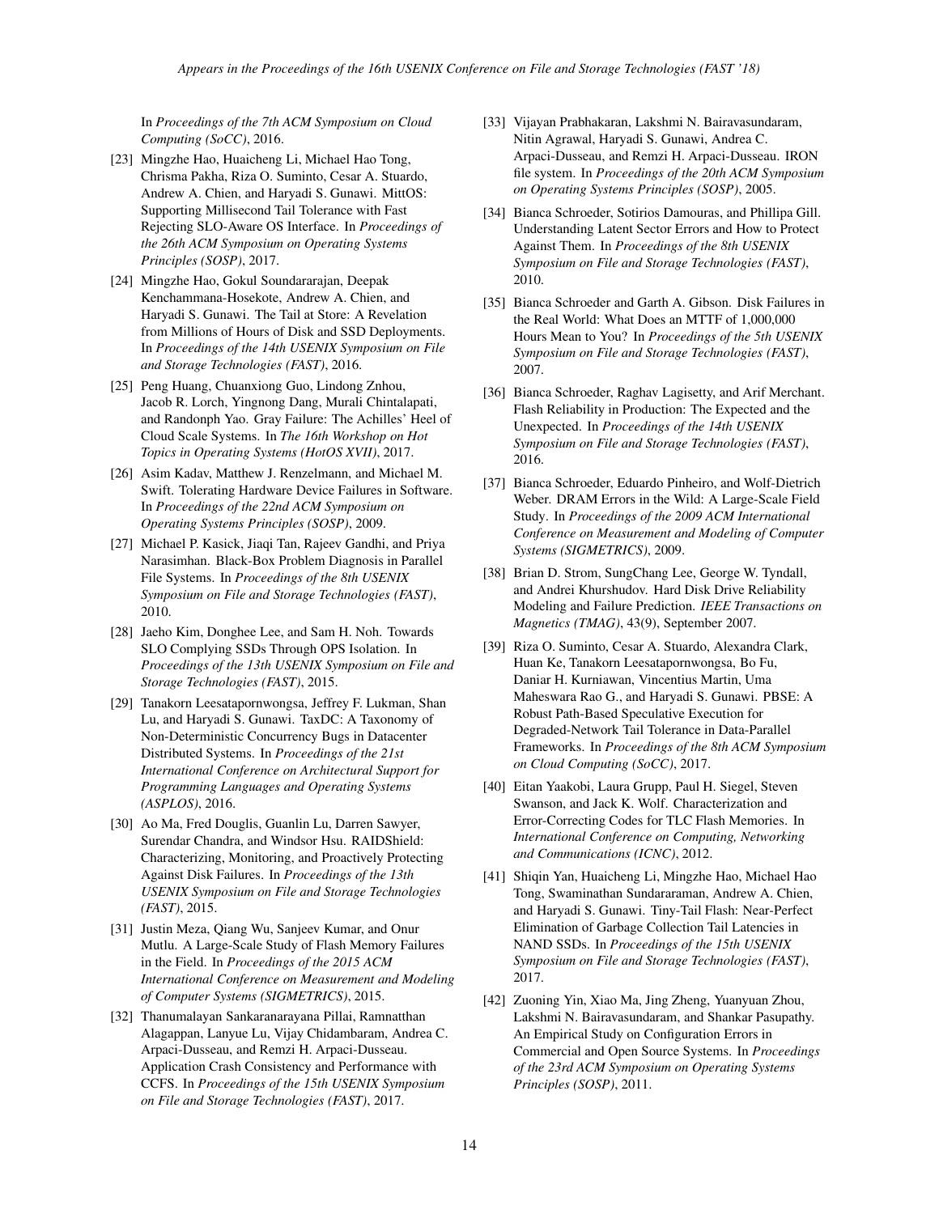In *Proceedings of the 7th ACM Symposium on Cloud Computing (SoCC)*, 2016.

[23] Mingzhe Hao, Huaicheng Li, Michael Hao Tong, Chrisma Pakha, Riza O. Suminto, Cesar A. Stuardo, Andrew A. Chien, and Haryadi S. Gunawi. MittOS: Supporting Millisecond Tail Tolerance with Fast Rejecting SLO-Aware OS Interface. In *Proceedings of the 26th ACM Symposium on Operating Systems Principles (SOSP)*, 2017.

[24] Mingzhe Hao, Gokul Soundararajan, Deepak Kenchammana-Hosekote, Andrew A. Chien, and Haryadi S. Gunawi. The Tail at Store: A Revelation from Millions of Hours of Disk and SSD Deployments. In *Proceedings of the 14th USENIX Symposium on File and Storage Technologies (FAST)*, 2016.

[25] Peng Huang, Chuanxiong Guo, Lidong Znhou, Jacob R. Lorch, Yingnong Dang, Murali Chintalapati, and Randonph Yao. Gray Failure: The Achilles' Heel of Cloud Scale Systems. In *The 16th Workshop on Hot Topics in Operating Systems (HotOS XVII)*, 2017.

[26] Asim Kadav, Matthew J. Renzelmann, and Michael M. Swift. Tolerating Hardware Device Failures in Software. In *Proceedings of the 22nd ACM Symposium on Operating Systems Principles (SOSP)*, 2009.

[27] Michael P. Kasick, Jiaqi Tan, Rajeev Gandhi, and Priya Narasimhan. Black-Box Problem Diagnosis in Parallel File Systems. In *Proceedings of the 8th USENIX Symposium on File and Storage Technologies (FAST)*, 2010.

[28] Jaeho Kim, Donghee Lee, and Sam H. Noh. Towards SLO Complying SSDs Through OPS Isolation. In *Proceedings of the 13th USENIX Symposium on File and Storage Technologies (FAST)*, 2015.

[29] Tanakorn Leesatapornwongsa, Jeffrey F. Lukman, Shan Lu, and Haryadi S. Gunawi. TaxDC: A Taxonomy of Non-Deterministic Concurrency Bugs in Datacenter Distributed Systems. In *Proceedings of the 21st International Conference on Architectural Support for Programming Languages and Operating Systems (ASPLOS)*, 2016.

[30] Ao Ma, Fred Douglis, Guanlin Lu, Darren Sawyer, Surendar Chandra, and Windsor Hsu. RAIDShield: Characterizing, Monitoring, and Proactively Protecting Against Disk Failures. In *Proceedings of the 13th USENIX Symposium on File and Storage Technologies (FAST)*, 2015.

[31] Justin Meza, Qiang Wu, Sanjeev Kumar, and Onur Mutlu. A Large-Scale Study of Flash Memory Failures in the Field. In *Proceedings of the 2015 ACM International Conference on Measurement and Modeling of Computer Systems (SIGMETRICS)*, 2015.

[32] Thanumalayan Sankaranarayana Pillai, Ramnatthan Alagappan, Lanyue Lu, Vijay Chidambaram, Andrea C. Arpaci-Dusseau, and Remzi H. Arpaci-Dusseau. Application Crash Consistency and Performance with CCFS. In *Proceedings of the 15th USENIX Symposium on File and Storage Technologies (FAST)*, 2017.

[33] Vijayan Prabhakaran, Lakshmi N. Bairavasundaram, Nitin Agrawal, Haryadi S. Gunawi, Andrea C. Arpaci-Dusseau, and Remzi H. Arpaci-Dusseau. IRON file system. In *Proceedings of the 20th ACM Symposium on Operating Systems Principles (SOSP)*, 2005.

[34] Bianca Schroeder, Sotirios Damouras, and Phillipa Gill. Understanding Latent Sector Errors and How to Protect Against Them. In *Proceedings of the 8th USENIX Symposium on File and Storage Technologies (FAST)*, 2010.

[35] Bianca Schroeder and Garth A. Gibson. Disk Failures in the Real World: What Does an MTTF of 1,000,000 Hours Mean to You? In *Proceedings of the 5th USENIX Symposium on File and Storage Technologies (FAST)*, 2007.

[36] Bianca Schroeder, Raghav Lagisetty, and Arif Merchant. Flash Reliability in Production: The Expected and the Unexpected. In *Proceedings of the 14th USENIX Symposium on File and Storage Technologies (FAST)*, 2016.

[37] Bianca Schroeder, Eduardo Pinheiro, and Wolf-Dietrich Weber. DRAM Errors in the Wild: A Large-Scale Field Study. In *Proceedings of the 2009 ACM International Conference on Measurement and Modeling of Computer Systems (SIGMETRICS)*, 2009.

[38] Brian D. Strom, SungChang Lee, George W. Tyndall, and Andrei Khurshudov. Hard Disk Drive Reliability Modeling and Failure Prediction. *IEEE Transactions on Magnetics (TMAG)*, 43(9), September 2007.

[39] Riza O. Suminto, Cesar A. Stuardo, Alexandra Clark, Huan Ke, Tanakorn Leesatapornwongsa, Bo Fu, Daniar H. Kurniawan, Vincentius Martin, Uma Maheswara Rao G., and Haryadi S. Gunawi. PBSE: A Robust Path-Based Speculative Execution for Degraded-Network Tail Tolerance in Data-Parallel Frameworks. In *Proceedings of the 8th ACM Symposium on Cloud Computing (SoCC)*, 2017.

[40] Eitan Yaakobi, Laura Grupp, Paul H. Siegel, Steven Swanson, and Jack K. Wolf. Characterization and Error-Correcting Codes for TLC Flash Memories. In *International Conference on Computing, Networking and Communications (ICNC)*, 2012.

[41] Shiqin Yan, Huaicheng Li, Mingzhe Hao, Michael Hao Tong, Swaminathan Sundararaman, Andrew A. Chien, and Haryadi S. Gunawi. Tiny-Tail Flash: Near-Perfect Elimination of Garbage Collection Tail Latencies in NAND SSDs. In *Proceedings of the 15th USENIX Symposium on File and Storage Technologies (FAST)*, 2017.

[42] Zuoning Yin, Xiao Ma, Jing Zheng, Yuanyuan Zhou, Lakshmi N. Bairavasundaram, and Shankar Pasupathy. An Empirical Study on Configuration Errors in Commercial and Open Source Systems. In *Proceedings of the 23rd ACM Symposium on Operating Systems Principles (SOSP)*, 2011.